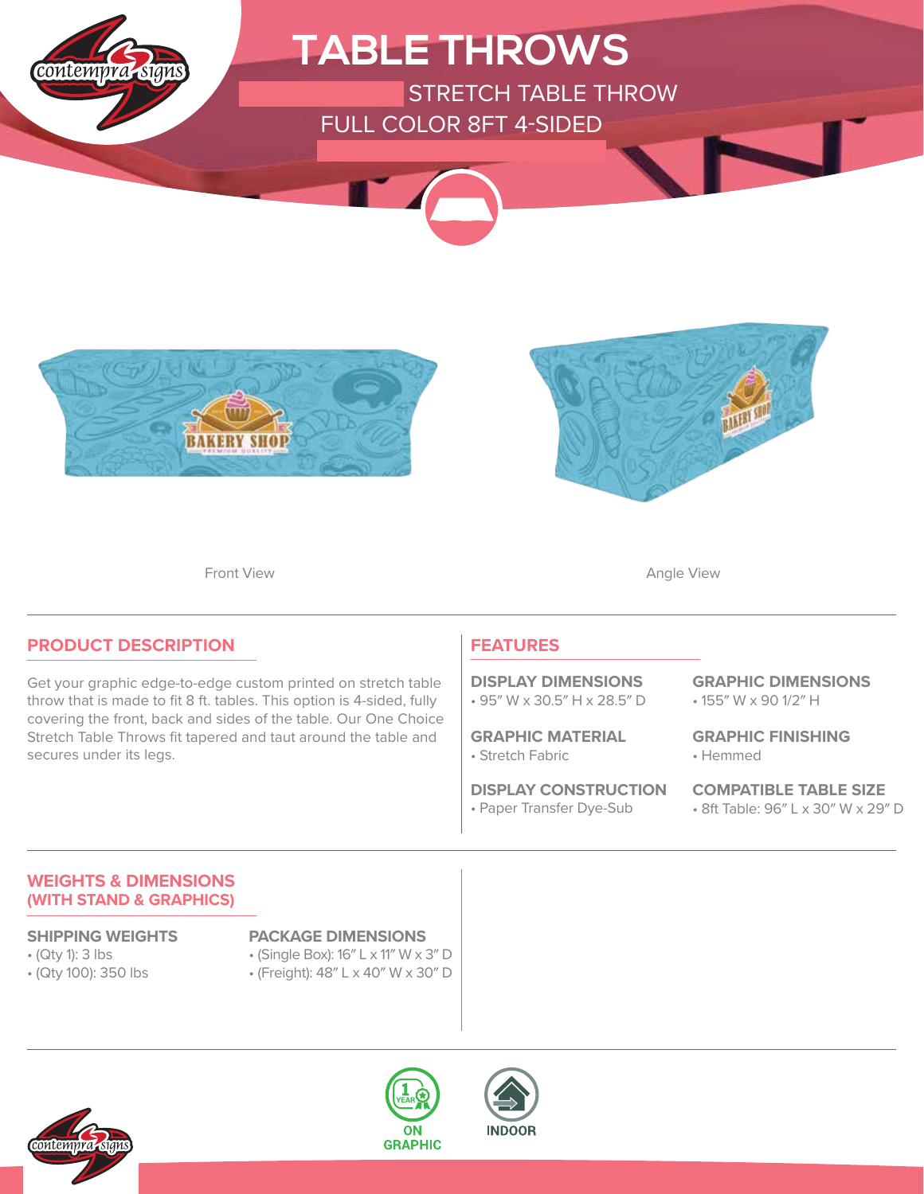# TABLE THROWS

## STRETCH TABLE THROW

## FULL COLOR 8FT 4-SIDED

Front View

Angle View

## PRODUCT DESCRIPTION

Get your graphic edge-to-edge custom printed on stretch table throw that is made to fit 8 ft. tables. This option is 4-sided, fully covering the front, back and sides of the table. Our One Choice Stretch Table Throws fit tapered and taut around the table and secures under its legs.

## FEATURES

**DISPLAY DIMENSIONS**
- 95″ W x 30.5″ H x 28.5″ D

**GRAPHIC DIMENSIONS**
- 155″ W x 90 1/2″ H

**GRAPHIC MATERIAL**
- Stretch Fabric

**GRAPHIC FINISHING**
- Hemmed

**DISPLAY CONSTRUCTION**
- Paper Transfer Dye-Sub

**COMPATIBLE TABLE SIZE**
- 8ft Table: 96″ L x 30″ W x 29″ D

## WEIGHTS & DIMENSIONS (WITH STAND & GRAPHICS)

**SHIPPING WEIGHTS**
- (Qty 1): 3 lbs
- (Qty 100): 350 lbs

**PACKAGE DIMENSIONS**
- (Single Box): 16″ L x 11″ W x 3″ D
- (Freight): 48″ L x 40″ W x 30″ D

1 YEAR ON GRAPHIC

INDOOR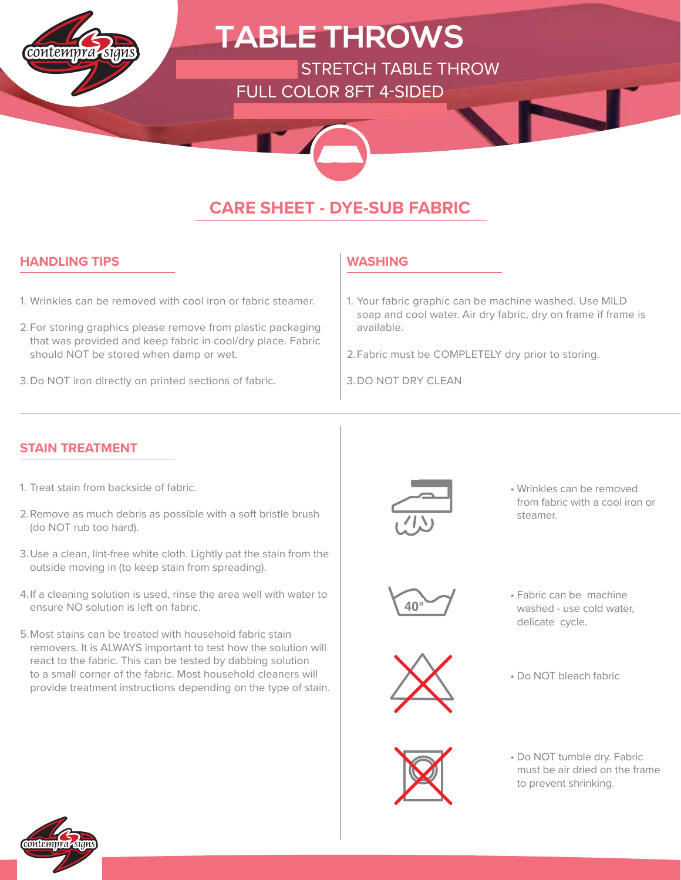# TABLE THROWS

STRETCH TABLE THROW

FULL COLOR 8FT 4-SIDED

## CARE SHEET - DYE-SUB FABRIC

### HANDLING TIPS

1. Wrinkles can be removed with cool iron or fabric steamer.
2. For storing graphics please remove from plastic packaging that was provided and keep fabric in cool/dry place. Fabric should NOT be stored when damp or wet.
3. Do NOT iron directly on printed sections of fabric.

### WASHING

1. Your fabric graphic can be machine washed. Use MILD soap and cool water. Air dry fabric, dry on frame if frame is available.
2. Fabric must be COMPLETELY dry prior to storing.
3. DO NOT DRY CLEAN

### STAIN TREATMENT

1. Treat stain from backside of fabric.
2. Remove as much debris as possible with a soft bristle brush (do NOT rub too hard).
3. Use a clean, lint-free white cloth. Lightly pat the stain from the outside moving in (to keep stain from spreading).
4. If a cleaning solution is used, rinse the area well with water to ensure NO solution is left on fabric.
5. Most stains can be treated with household fabric stain removers. It is ALWAYS important to test how the solution will react to the fabric. This can be tested by dabbing solution to a small corner of the fabric. Most household cleaners will provide treatment instructions depending on the type of stain.

- Wrinkles can be removed from fabric with a cool iron or steamer.

40°

- Fabric can be machine washed - use cold water, delicate cycle.
- Do NOT bleach fabric
- Do NOT tumble dry. Fabric must be air dried on the frame to prevent shrinking.